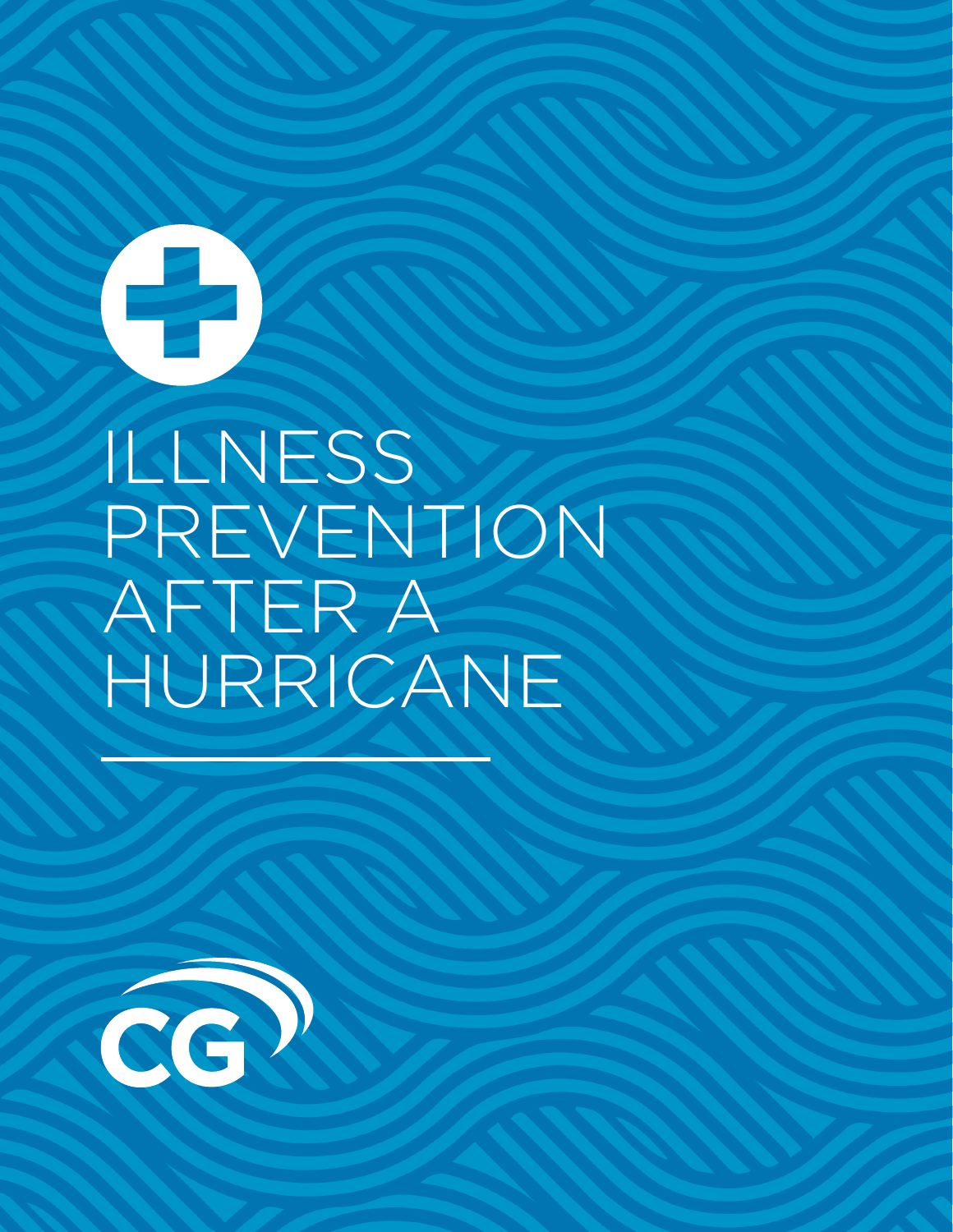# ILLNESS PREVENTION AFTER A HURRICANE

CG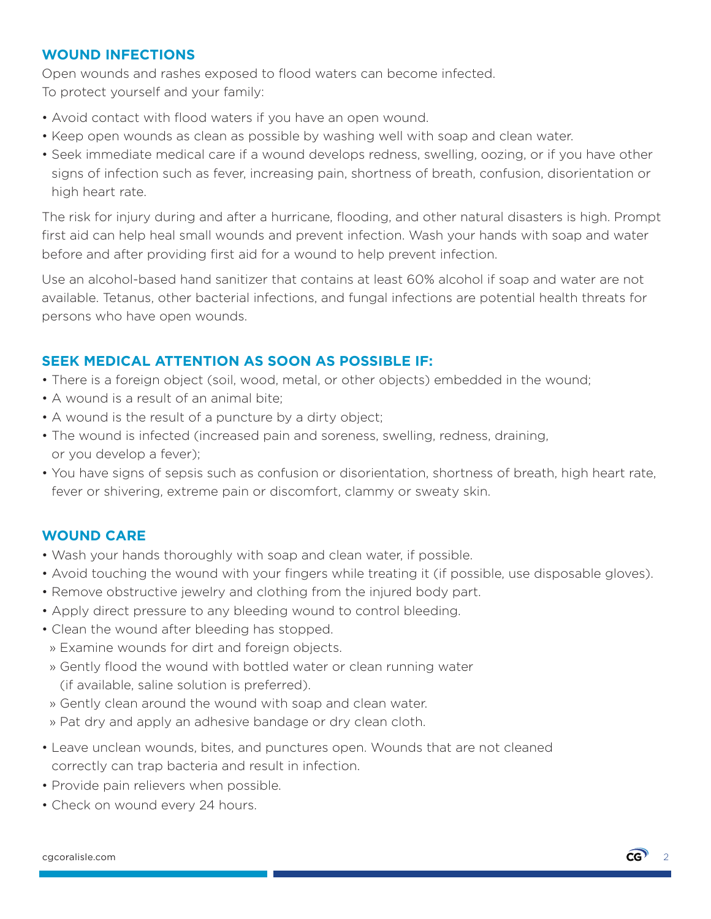## WOUND INFECTIONS

Open wounds and rashes exposed to flood waters can become infected.
To protect yourself and your family:

- Avoid contact with flood waters if you have an open wound.
- Keep open wounds as clean as possible by washing well with soap and clean water.
- Seek immediate medical care if a wound develops redness, swelling, oozing, or if you have other signs of infection such as fever, increasing pain, shortness of breath, confusion, disorientation or high heart rate.

The risk for injury during and after a hurricane, flooding, and other natural disasters is high. Prompt first aid can help heal small wounds and prevent infection. Wash your hands with soap and water before and after providing first aid for a wound to help prevent infection.

Use an alcohol-based hand sanitizer that contains at least 60% alcohol if soap and water are not available. Tetanus, other bacterial infections, and fungal infections are potential health threats for persons who have open wounds.

## SEEK MEDICAL ATTENTION AS SOON AS POSSIBLE IF:

- There is a foreign object (soil, wood, metal, or other objects) embedded in the wound;
- A wound is a result of an animal bite;
- A wound is the result of a puncture by a dirty object;
- The wound is infected (increased pain and soreness, swelling, redness, draining, or you develop a fever);
- You have signs of sepsis such as confusion or disorientation, shortness of breath, high heart rate, fever or shivering, extreme pain or discomfort, clammy or sweaty skin.

## WOUND CARE

- Wash your hands thoroughly with soap and clean water, if possible.
- Avoid touching the wound with your fingers while treating it (if possible, use disposable gloves).
- Remove obstructive jewelry and clothing from the injured body part.
- Apply direct pressure to any bleeding wound to control bleeding.
- Clean the wound after bleeding has stopped.
  - Examine wounds for dirt and foreign objects.
  - Gently flood the wound with bottled water or clean running water (if available, saline solution is preferred).
  - Gently clean around the wound with soap and clean water.
  - Pat dry and apply an adhesive bandage or dry clean cloth.
- Leave unclean wounds, bites, and punctures open. Wounds that are not cleaned correctly can trap bacteria and result in infection.
- Provide pain relievers when possible.
- Check on wound every 24 hours.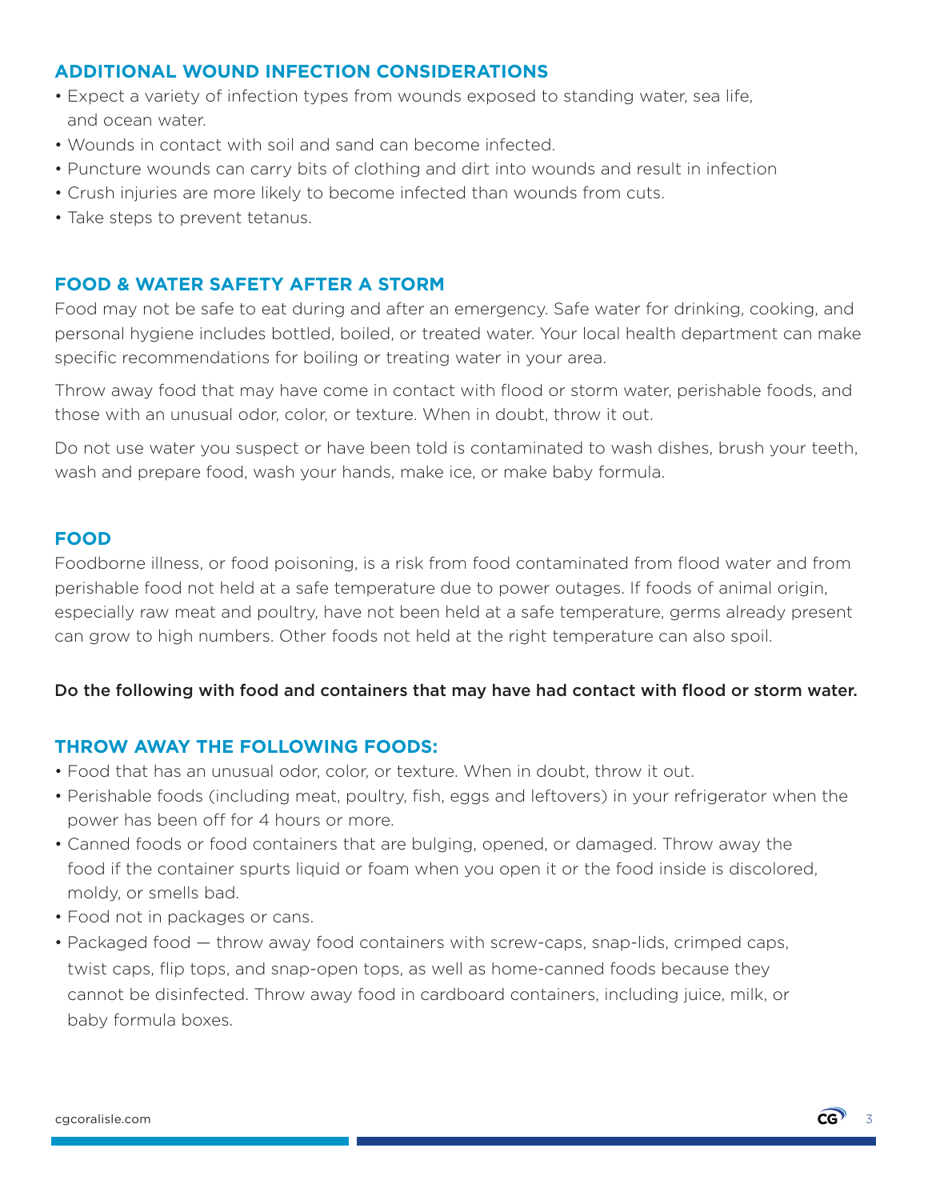## ADDITIONAL WOUND INFECTION CONSIDERATIONS

- Expect a variety of infection types from wounds exposed to standing water, sea life, and ocean water.
- Wounds in contact with soil and sand can become infected.
- Puncture wounds can carry bits of clothing and dirt into wounds and result in infection
- Crush injuries are more likely to become infected than wounds from cuts.
- Take steps to prevent tetanus.

## FOOD & WATER SAFETY AFTER A STORM

Food may not be safe to eat during and after an emergency. Safe water for drinking, cooking, and personal hygiene includes bottled, boiled, or treated water. Your local health department can make specific recommendations for boiling or treating water in your area.

Throw away food that may have come in contact with flood or storm water, perishable foods, and those with an unusual odor, color, or texture. When in doubt, throw it out.

Do not use water you suspect or have been told is contaminated to wash dishes, brush your teeth, wash and prepare food, wash your hands, make ice, or make baby formula.

## FOOD

Foodborne illness, or food poisoning, is a risk from food contaminated from flood water and from perishable food not held at a safe temperature due to power outages. If foods of animal origin, especially raw meat and poultry, have not been held at a safe temperature, germs already present can grow to high numbers. Other foods not held at the right temperature can also spoil.

**Do the following with food and containers that may have had contact with flood or storm water.**

## THROW AWAY THE FOLLOWING FOODS:

- Food that has an unusual odor, color, or texture. When in doubt, throw it out.
- Perishable foods (including meat, poultry, fish, eggs and leftovers) in your refrigerator when the power has been off for 4 hours or more.
- Canned foods or food containers that are bulging, opened, or damaged. Throw away the food if the container spurts liquid or foam when you open it or the food inside is discolored, moldy, or smells bad.
- Food not in packages or cans.
- Packaged food — throw away food containers with screw-caps, snap-lids, crimped caps, twist caps, flip tops, and snap-open tops, as well as home-canned foods because they cannot be disinfected. Throw away food in cardboard containers, including juice, milk, or baby formula boxes.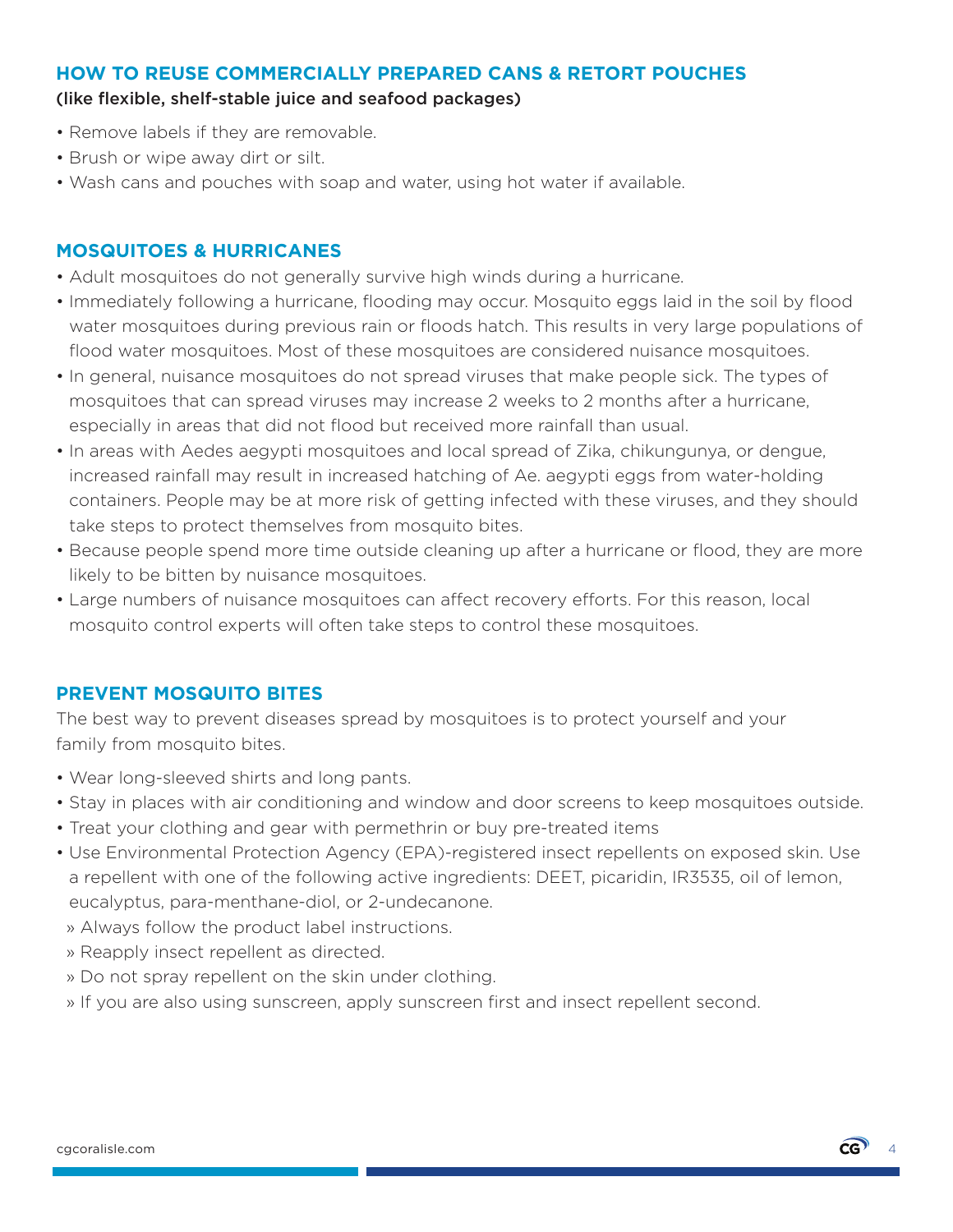## HOW TO REUSE COMMERCIALLY PREPARED CANS & RETORT POUCHES

**(like flexible, shelf-stable juice and seafood packages)**

- Remove labels if they are removable.
- Brush or wipe away dirt or silt.
- Wash cans and pouches with soap and water, using hot water if available.

## MOSQUITOES & HURRICANES

- Adult mosquitoes do not generally survive high winds during a hurricane.
- Immediately following a hurricane, flooding may occur. Mosquito eggs laid in the soil by flood water mosquitoes during previous rain or floods hatch. This results in very large populations of flood water mosquitoes. Most of these mosquitoes are considered nuisance mosquitoes.
- In general, nuisance mosquitoes do not spread viruses that make people sick. The types of mosquitoes that can spread viruses may increase 2 weeks to 2 months after a hurricane, especially in areas that did not flood but received more rainfall than usual.
- In areas with Aedes aegypti mosquitoes and local spread of Zika, chikungunya, or dengue, increased rainfall may result in increased hatching of Ae. aegypti eggs from water-holding containers. People may be at more risk of getting infected with these viruses, and they should take steps to protect themselves from mosquito bites.
- Because people spend more time outside cleaning up after a hurricane or flood, they are more likely to be bitten by nuisance mosquitoes.
- Large numbers of nuisance mosquitoes can affect recovery efforts. For this reason, local mosquito control experts will often take steps to control these mosquitoes.

## PREVENT MOSQUITO BITES

The best way to prevent diseases spread by mosquitoes is to protect yourself and your family from mosquito bites.

- Wear long-sleeved shirts and long pants.
- Stay in places with air conditioning and window and door screens to keep mosquitoes outside.
- Treat your clothing and gear with permethrin or buy pre-treated items
- Use Environmental Protection Agency (EPA)-registered insect repellents on exposed skin. Use a repellent with one of the following active ingredients: DEET, picaridin, IR3535, oil of lemon, eucalyptus, para-menthane-diol, or 2-undecanone.
  - Always follow the product label instructions.
  - Reapply insect repellent as directed.
  - Do not spray repellent on the skin under clothing.
  - If you are also using sunscreen, apply sunscreen first and insect repellent second.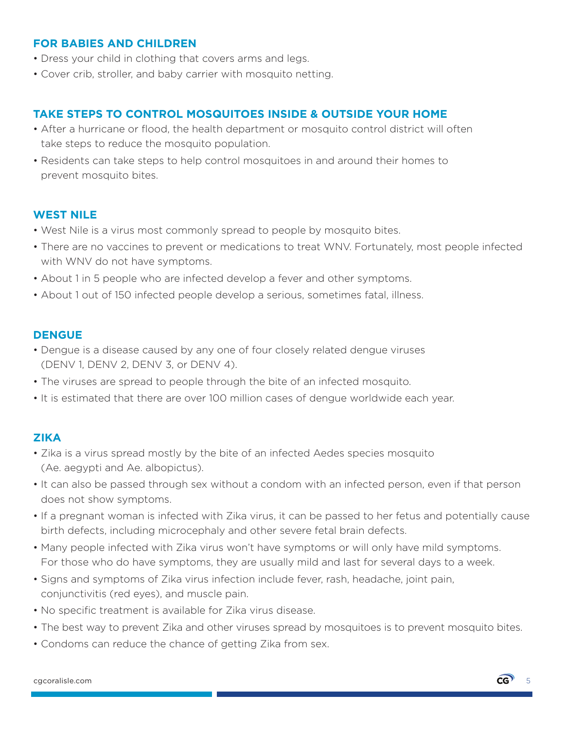## FOR BABIES AND CHILDREN

- Dress your child in clothing that covers arms and legs.
- Cover crib, stroller, and baby carrier with mosquito netting.

## TAKE STEPS TO CONTROL MOSQUITOES INSIDE & OUTSIDE YOUR HOME

- After a hurricane or flood, the health department or mosquito control district will often take steps to reduce the mosquito population.
- Residents can take steps to help control mosquitoes in and around their homes to prevent mosquito bites.

## WEST NILE

- West Nile is a virus most commonly spread to people by mosquito bites.
- There are no vaccines to prevent or medications to treat WNV. Fortunately, most people infected with WNV do not have symptoms.
- About 1 in 5 people who are infected develop a fever and other symptoms.
- About 1 out of 150 infected people develop a serious, sometimes fatal, illness.

## DENGUE

- Dengue is a disease caused by any one of four closely related dengue viruses (DENV 1, DENV 2, DENV 3, or DENV 4).
- The viruses are spread to people through the bite of an infected mosquito.
- It is estimated that there are over 100 million cases of dengue worldwide each year.

## ZIKA

- Zika is a virus spread mostly by the bite of an infected Aedes species mosquito (Ae. aegypti and Ae. albopictus).
- It can also be passed through sex without a condom with an infected person, even if that person does not show symptoms.
- If a pregnant woman is infected with Zika virus, it can be passed to her fetus and potentially cause birth defects, including microcephaly and other severe fetal brain defects.
- Many people infected with Zika virus won't have symptoms or will only have mild symptoms. For those who do have symptoms, they are usually mild and last for several days to a week.
- Signs and symptoms of Zika virus infection include fever, rash, headache, joint pain, conjunctivitis (red eyes), and muscle pain.
- No specific treatment is available for Zika virus disease.
- The best way to prevent Zika and other viruses spread by mosquitoes is to prevent mosquito bites.
- Condoms can reduce the chance of getting Zika from sex.

cgcoralisle.com